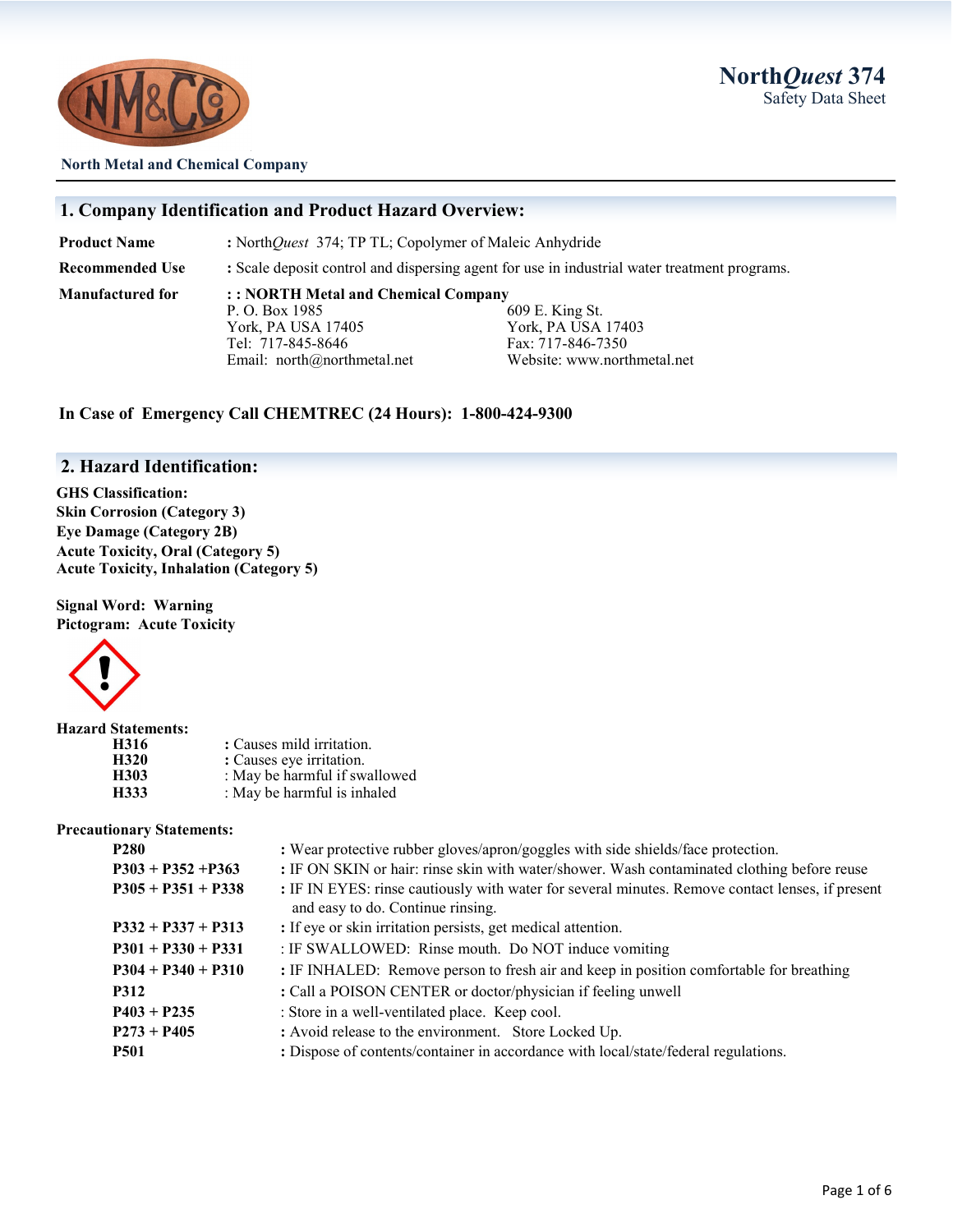**North Metal and Chemical Company**

# North*Quest* 374
Safety Data Sheet

## 1. Company Identification and Product Hazard Overview:

**Product Name** : North*Quest* 374; TP TL; Copolymer of Maleic Anhydride

**Recommended Use** : Scale deposit control and dispersing agent for use in industrial water treatment programs.

**Manufactured for** : : **NORTH Metal and Chemical Company**

P. O. Box 1985
York, PA USA 17405
Tel: 717-845-8646
Email: north@northmetal.net

609 E. King St.
York, PA USA 17403
Fax: 717-846-7350
Website: www.northmetal.net

**In Case of Emergency Call CHEMTREC (24 Hours): 1-800-424-9300**

## 2. Hazard Identification:

**GHS Classification:**
**Skin Corrosion (Category 3)**
**Eye Damage (Category 2B)**
**Acute Toxicity, Oral (Category 5)**
**Acute Toxicity, Inhalation (Category 5)**

**Signal Word: Warning**
**Pictogram: Acute Toxicity**

**Hazard Statements:**

| | |
|---|---|
| **H316** | : Causes mild irritation. |
| **H320** | : Causes eye irritation. |
| **H303** | : May be harmful if swallowed |
| **H333** | : May be harmful is inhaled |

**Precautionary Statements:**

| | |
|---|---|
| **P280** | : Wear protective rubber gloves/apron/goggles with side shields/face protection. |
| **P303 + P352 +P363** | : IF ON SKIN or hair: rinse skin with water/shower. Wash contaminated clothing before reuse |
| **P305 + P351 + P338** | : IF IN EYES: rinse cautiously with water for several minutes. Remove contact lenses, if present and easy to do. Continue rinsing. |
| **P332 + P337 + P313** | : If eye or skin irritation persists, get medical attention. |
| **P301 + P330 + P331** | : IF SWALLOWED: Rinse mouth. Do NOT induce vomiting |
| **P304 + P340 + P310** | : IF INHALED: Remove person to fresh air and keep in position comfortable for breathing |
| **P312** | : Call a POISON CENTER or doctor/physician if feeling unwell |
| **P403 + P235** | : Store in a well-ventilated place. Keep cool. |
| **P273 + P405** | : Avoid release to the environment. Store Locked Up. |
| **P501** | : Dispose of contents/container in accordance with local/state/federal regulations. |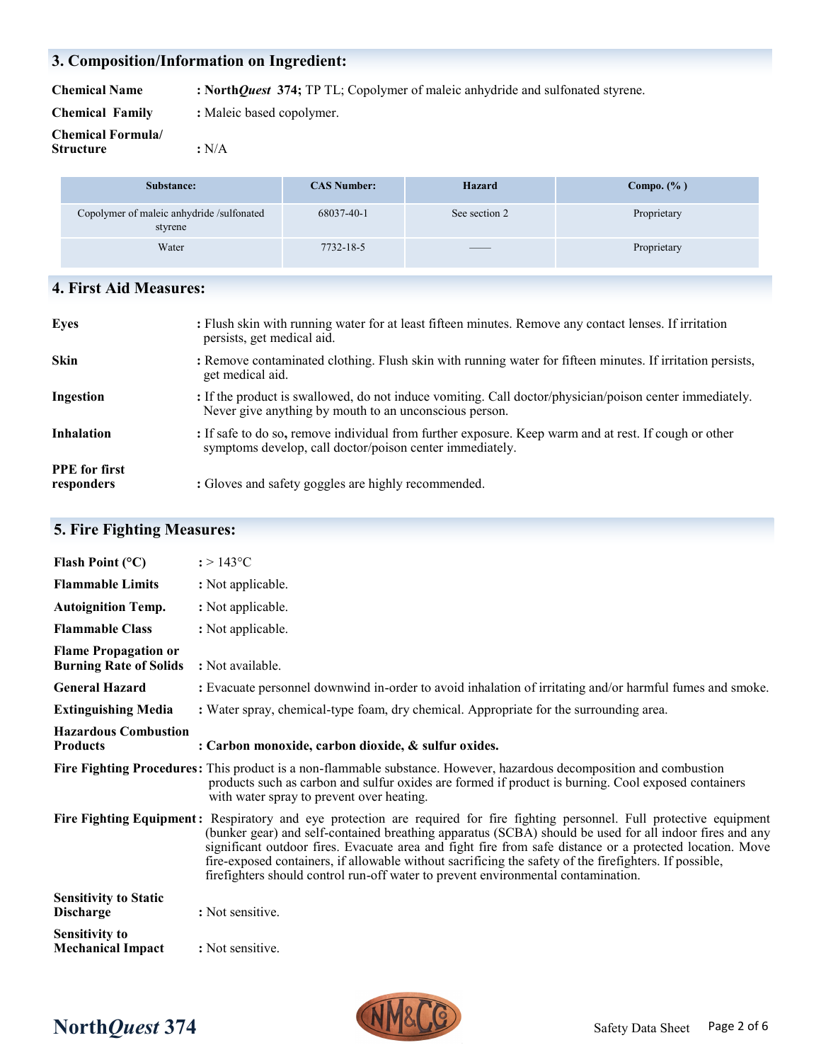## 3. Composition/Information on Ingredient:

**Chemical Name** : **North*Quest* 374;** TP TL; Copolymer of maleic anhydride and sulfonated styrene.

**Chemical Family** : Maleic based copolymer.

**Chemical Formula/ Structure** : N/A

| Substance: | CAS Number: | Hazard | Compo. (% ) |
|---|---|---|---|
| Copolymer of maleic anhydride /sulfonated styrene | 68037-40-1 | See section 2 | Proprietary |
| Water | 7732-18-5 | —— | Proprietary |

## 4. First Aid Measures:

**Eyes** : Flush skin with running water for at least fifteen minutes. Remove any contact lenses. If irritation persists, get medical aid.

**Skin** : Remove contaminated clothing. Flush skin with running water for fifteen minutes. If irritation persists, get medical aid.

**Ingestion** : If the product is swallowed, do not induce vomiting. Call doctor/physician/poison center immediately. Never give anything by mouth to an unconscious person.

**Inhalation** : If safe to do so**,** remove individual from further exposure. Keep warm and at rest. If cough or other symptoms develop, call doctor/poison center immediately.

**PPE for first responders** : Gloves and safety goggles are highly recommended.

## 5. Fire Fighting Measures:

**Flash Point (°C)** : > 143°C

**Flammable Limits** : Not applicable.

**Autoignition Temp.** : Not applicable.

**Flammable Class** : Not applicable.

**Flame Propagation or Burning Rate of Solids** : Not available.

**General Hazard** : Evacuate personnel downwind in-order to avoid inhalation of irritating and/or harmful fumes and smoke.

**Extinguishing Media** : Water spray, chemical-type foam, dry chemical. Appropriate for the surrounding area.

**Hazardous Combustion Products** : **Carbon monoxide, carbon dioxide, & sulfur oxides.**

**Fire Fighting Procedures**: This product is a non-flammable substance. However, hazardous decomposition and combustion products such as carbon and sulfur oxides are formed if product is burning. Cool exposed containers with water spray to prevent over heating.

**Fire Fighting Equipment**: Respiratory and eye protection are required for fire fighting personnel. Full protective equipment (bunker gear) and self-contained breathing apparatus (SCBA) should be used for all indoor fires and any significant outdoor fires. Evacuate area and fight fire from safe distance or a protected location. Move fire-exposed containers, if allowable without sacrificing the safety of the firefighters. If possible, firefighters should control run-off water to prevent environmental contamination.

**Sensitivity to Static Discharge** : Not sensitive.

**Sensitivity to Mechanical Impact** : Not sensitive.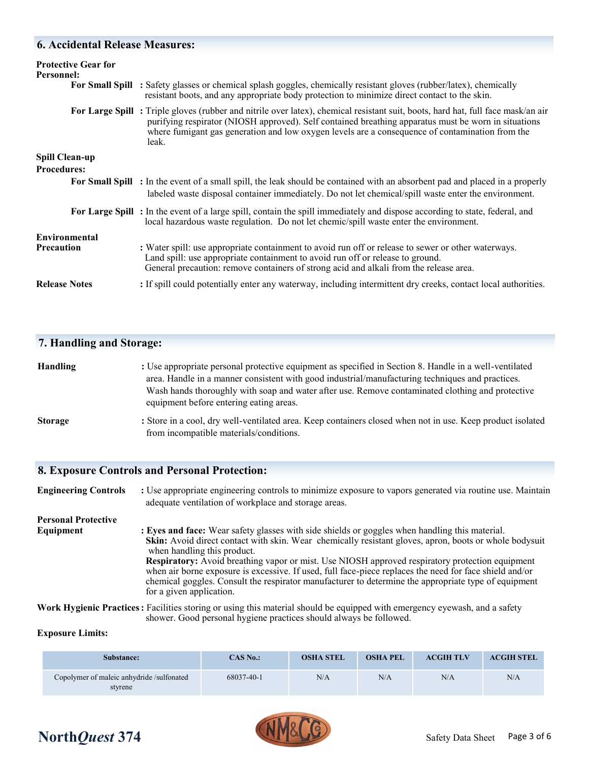## 6. Accidental Release Measures:

**Protective Gear for Personnel:**

**For Small Spill** : Safety glasses or chemical splash goggles, chemically resistant gloves (rubber/latex), chemically resistant boots, and any appropriate body protection to minimize direct contact to the skin.

**For Large Spill** : Triple gloves (rubber and nitrile over latex), chemical resistant suit, boots, hard hat, full face mask/an air purifying respirator (NIOSH approved). Self contained breathing apparatus must be worn in situations where fumigant gas generation and low oxygen levels are a consequence of contamination from the leak.

**Spill Clean-up Procedures:**

**For Small Spill** : In the event of a small spill, the leak should be contained with an absorbent pad and placed in a properly labeled waste disposal container immediately. Do not let chemical/spill waste enter the environment.

**For Large Spill** : In the event of a large spill, contain the spill immediately and dispose according to state, federal, and local hazardous waste regulation. Do not let chemic/spill waste enter the environment.

**Environmental Precaution** : Water spill: use appropriate containment to avoid run off or release to sewer or other waterways.
Land spill: use appropriate containment to avoid run off or release to ground.
General precaution: remove containers of strong acid and alkali from the release area.

**Release Notes** : If spill could potentially enter any waterway, including intermittent dry creeks, contact local authorities.

## 7. Handling and Storage:

**Handling** : Use appropriate personal protective equipment as specified in Section 8. Handle in a well-ventilated area. Handle in a manner consistent with good industrial/manufacturing techniques and practices. Wash hands thoroughly with soap and water after use. Remove contaminated clothing and protective equipment before entering eating areas.

**Storage** : Store in a cool, dry well-ventilated area. Keep containers closed when not in use. Keep product isolated from incompatible materials/conditions.

## 8. Exposure Controls and Personal Protection:

**Engineering Controls** : Use appropriate engineering controls to minimize exposure to vapors generated via routine use. Maintain adequate ventilation of workplace and storage areas.

**Personal Protective Equipment** : **Eyes and face:** Wear safety glasses with side shields or goggles when handling this material.
**Skin:** Avoid direct contact with skin. Wear chemically resistant gloves, apron, boots or whole bodysuit when handling this product.
**Respiratory:** Avoid breathing vapor or mist. Use NIOSH approved respiratory protection equipment when air borne exposure is excessive. If used, full face-piece replaces the need for face shield and/or chemical goggles. Consult the respirator manufacturer to determine the appropriate type of equipment for a given application.

**Work Hygienic Practices** : Facilities storing or using this material should be equipped with emergency eyewash, and a safety shower. Good personal hygiene practices should always be followed.

**Exposure Limits:**

| Substance: | CAS No.: | OSHA STEL | OSHA PEL | ACGIH TLV | ACGIH STEL |
|---|---|---|---|---|---|
| Copolymer of maleic anhydride /sulfonated styrene | 68037-40-1 | N/A | N/A | N/A | N/A |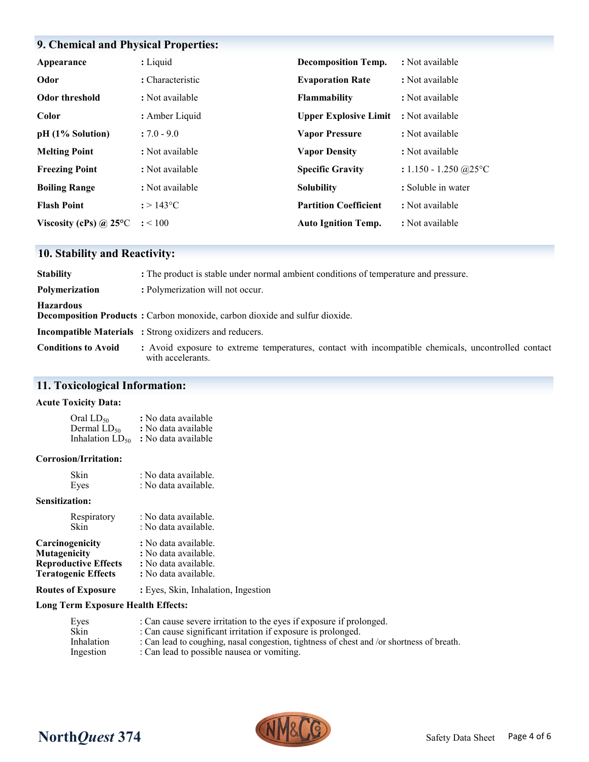## 9. Chemical and Physical Properties:

| Property | Value | Property | Value |
|---|---|---|---|
| **Appearance** | : Liquid | **Decomposition Temp.** | : Not available |
| **Odor** | : Characteristic | **Evaporation Rate** | : Not available |
| **Odor threshold** | : Not available | **Flammability** | : Not available |
| **Color** | : Amber Liquid | **Upper Explosive Limit** | : Not available |
| **pH (1% Solution)** | : 7.0 - 9.0 | **Vapor Pressure** | : Not available |
| **Melting Point** | : Not available | **Vapor Density** | : Not available |
| **Freezing Point** | : Not available | **Specific Gravity** | : 1.150 - 1.250 @25°C |
| **Boiling Range** | : Not available | **Solubility** | : Soluble in water |
| **Flash Point** | : > 143°C | **Partition Coefficient** | : Not available |
| **Viscosity (cPs) @ 25°C** | : < 100 | **Auto Ignition Temp.** | : Not available |

## 10. Stability and Reactivity:

**Stability** : The product is stable under normal ambient conditions of temperature and pressure.

**Polymerization** : Polymerization will not occur.

**Hazardous Decomposition Products** : Carbon monoxide, carbon dioxide and sulfur dioxide.

**Incompatible Materials** : Strong oxidizers and reducers.

**Conditions to Avoid** : Avoid exposure to extreme temperatures, contact with incompatible chemicals, uncontrolled contact with accelerants.

## 11. Toxicological Information:

**Acute Toxicity Data:**

- Oral $LD_{50}$ : No data available
- Dermal $LD_{50}$ : No data available
- Inhalation $LD_{50}$ : No data available

**Corrosion/Irritation:**

- Skin : No data available.
- Eyes : No data available.

**Sensitization:**

- Respiratory : No data available.
- Skin : No data available.

**Carcinogenicity** : No data available.
**Mutagenicity** : No data available.
**Reproductive Effects** : No data available.
**Teratogenic Effects** : No data available.

**Routes of Exposure** : Eyes, Skin, Inhalation, Ingestion

**Long Term Exposure Health Effects:**

- Eyes : Can cause severe irritation to the eyes if exposure if prolonged.
- Skin : Can cause significant irritation if exposure is prolonged.
- Inhalation : Can lead to coughing, nasal congestion, tightness of chest and /or shortness of breath.
- Ingestion : Can lead to possible nausea or vomiting.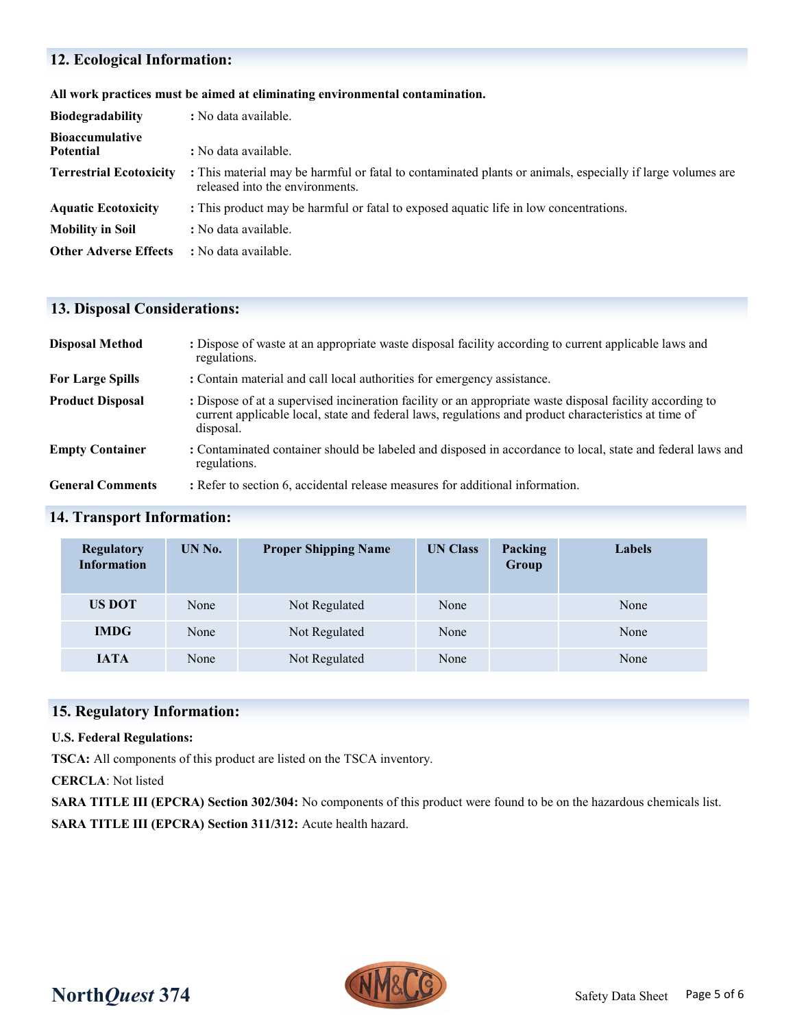## 12. Ecological Information:

**All work practices must be aimed at eliminating environmental contamination.**

**Biodegradability** : No data available.

**Bioaccumulative Potential** : No data available.

**Terrestrial Ecotoxicity** : This material may be harmful or fatal to contaminated plants or animals, especially if large volumes are released into the environments.

**Aquatic Ecotoxicity** : This product may be harmful or fatal to exposed aquatic life in low concentrations.

**Mobility in Soil** : No data available.

**Other Adverse Effects** : No data available.

## 13. Disposal Considerations:

**Disposal Method** : Dispose of waste at an appropriate waste disposal facility according to current applicable laws and regulations.

**For Large Spills** : Contain material and call local authorities for emergency assistance.

**Product Disposal** : Dispose of at a supervised incineration facility or an appropriate waste disposal facility according to current applicable local, state and federal laws, regulations and product characteristics at time of disposal.

**Empty Container** : Contaminated container should be labeled and disposed in accordance to local, state and federal laws and regulations.

**General Comments** : Refer to section 6, accidental release measures for additional information.

## 14. Transport Information:

| Regulatory Information | UN No. | Proper Shipping Name | UN Class | Packing Group | Labels |
|---|---|---|---|---|---|
| US DOT | None | Not Regulated | None | | None |
| IMDG | None | Not Regulated | None | | None |
| IATA | None | Not Regulated | None | | None |

## 15. Regulatory Information:

**U.S. Federal Regulations:**

**TSCA:** All components of this product are listed on the TSCA inventory.

**CERCLA**: Not listed

**SARA TITLE III (EPCRA) Section 302/304:** No components of this product were found to be on the hazardous chemicals list.

**SARA TITLE III (EPCRA) Section 311/312:** Acute health hazard.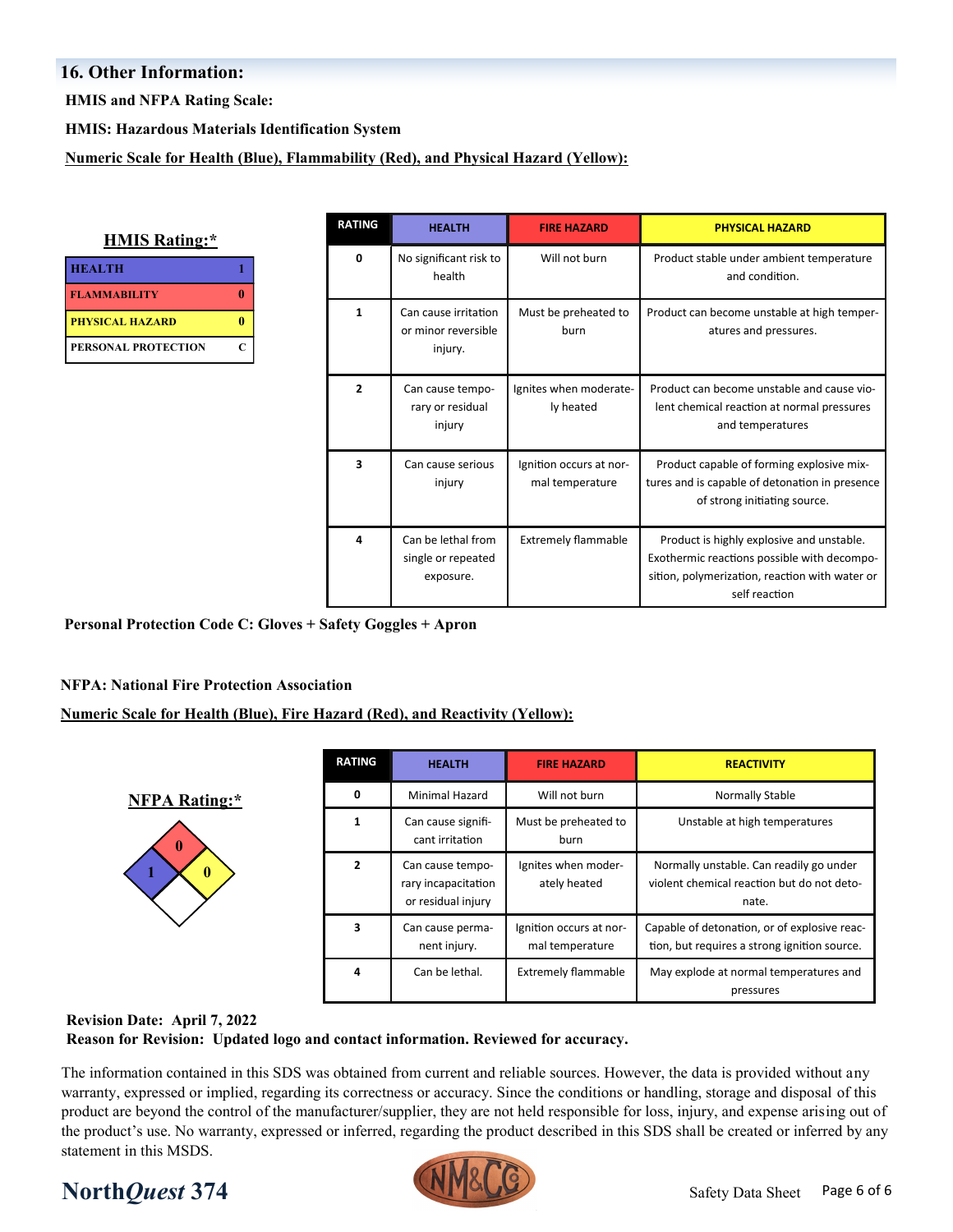## 16. Other Information:

**HMIS and NFPA Rating Scale:**

**HMIS: Hazardous Materials Identification System**

**Numeric Scale for Health (Blue), Flammability (Red), and Physical Hazard (Yellow):**

**HMIS Rating:***

| | |
|---|---|
| HEALTH | 1 |
| FLAMMABILITY | 0 |
| PHYSICAL HAZARD | 0 |
| PERSONAL PROTECTION | C |

| RATING | HEALTH | FIRE HAZARD | PHYSICAL HAZARD |
|---|---|---|---|
| 0 | No significant risk to health | Will not burn | Product stable under ambient temperature and condition. |
| 1 | Can cause irritation or minor reversible injury. | Must be preheated to burn | Product can become unstable at high temperatures and pressures. |
| 2 | Can cause temporary or residual injury | Ignites when moderately heated | Product can become unstable and cause violent chemical reaction at normal pressures and temperatures |
| 3 | Can cause serious injury | Ignition occurs at normal temperature | Product capable of forming explosive mixtures and is capable of detonation in presence of strong initiating source. |
| 4 | Can be lethal from single or repeated exposure. | Extremely flammable | Product is highly explosive and unstable. Exothermic reactions possible with decomposition, polymerization, reaction with water or self reaction |

**Personal Protection Code C: Gloves + Safety Goggles + Apron**

**NFPA: National Fire Protection Association**

**Numeric Scale for Health (Blue), Fire Hazard (Red), and Reactivity (Yellow):**

**NFPA Rating:***

Fire: 0
Health: 1
Reactivity: 0

| RATING | HEALTH | FIRE HAZARD | REACTIVITY |
|---|---|---|---|
| 0 | Minimal Hazard | Will not burn | Normally Stable |
| 1 | Can cause significant irritation | Must be preheated to burn | Unstable at high temperatures |
| 2 | Can cause temporary incapacitation or residual injury | Ignites when moderately heated | Normally unstable. Can readily go under violent chemical reaction but do not detonate. |
| 3 | Can cause permanent injury. | Ignition occurs at normal temperature | Capable of detonation, or of explosive reaction, but requires a strong ignition source. |
| 4 | Can be lethal. | Extremely flammable | May explode at normal temperatures and pressures |

**Revision Date: April 7, 2022**
**Reason for Revision: Updated logo and contact information. Reviewed for accuracy.**

The information contained in this SDS was obtained from current and reliable sources. However, the data is provided without any warranty, expressed or implied, regarding its correctness or accuracy. Since the conditions or handling, storage and disposal of this product are beyond the control of the manufacturer/supplier, they are not held responsible for loss, injury, and expense arising out of the product's use. No warranty, expressed or inferred, regarding the product described in this SDS shall be created or inferred by any statement in this MSDS.